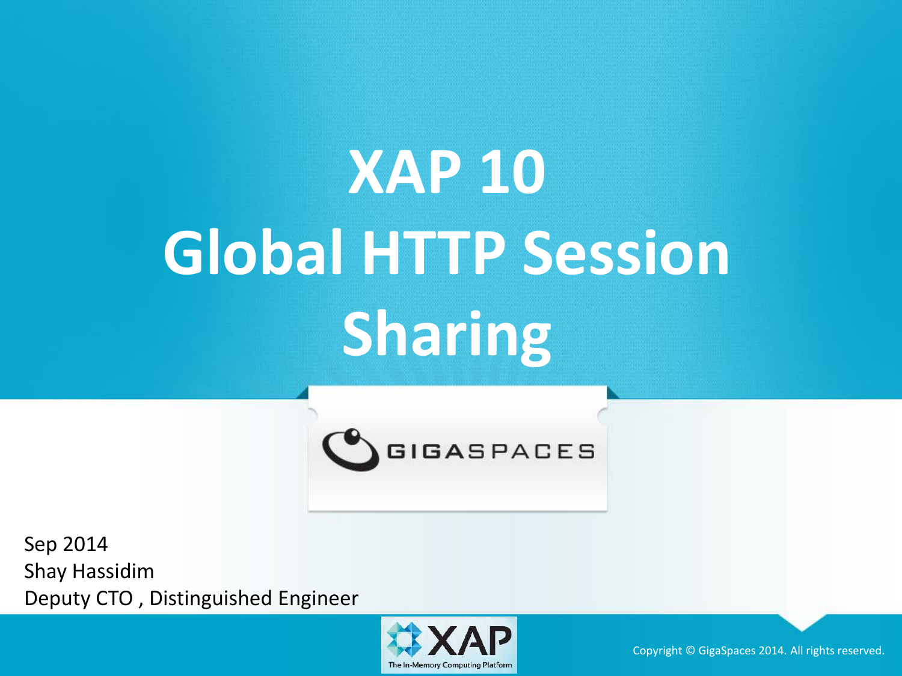# XAP 10
# Global HTTP Session Sharing

GIGASPACES

Sep 2014
Shay Hassidim
Deputy CTO , Distinguished Engineer

XAP
The In-Memory Computing Platform

Copyright © GigaSpaces 2014. All rights reserved.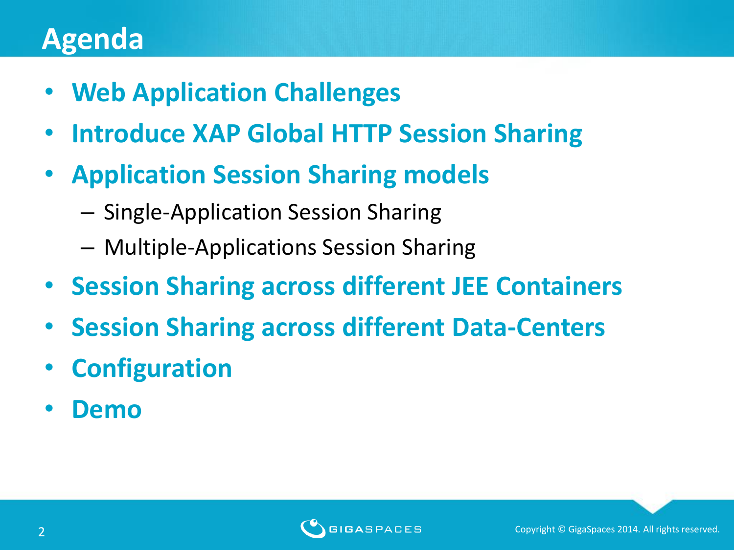# Agenda

- **Web Application Challenges**
- **Introduce XAP Global HTTP Session Sharing**
- **Application Session Sharing models**
  - Single-Application Session Sharing
  - Multiple-Applications Session Sharing
- **Session Sharing across different JEE Containers**
- **Session Sharing across different Data-Centers**
- **Configuration**
- **Demo**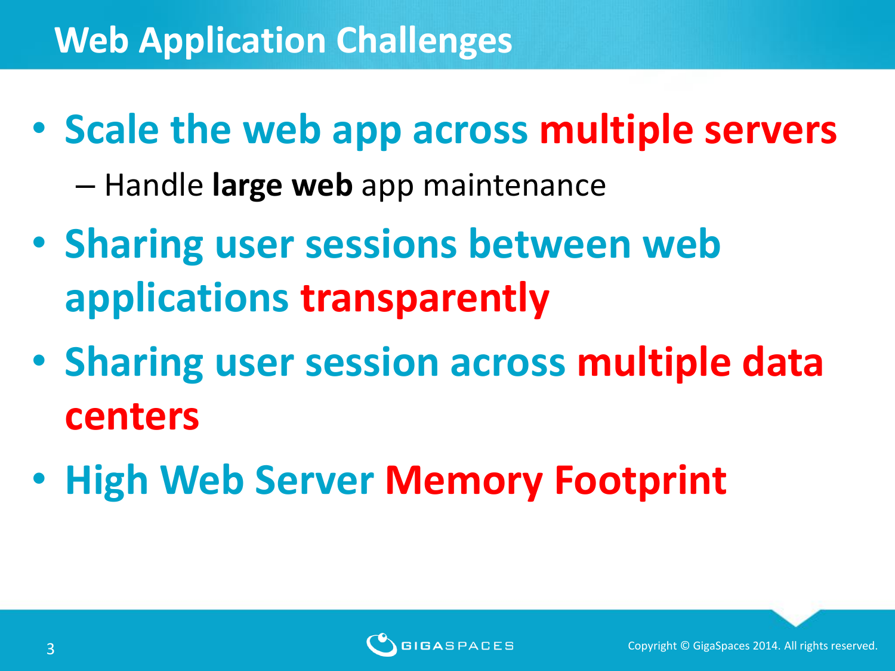# Web Application Challenges

- Scale the web app across **multiple servers**
  - Handle **large web** app maintenance
- Sharing user sessions between web applications **transparently**
- Sharing user session across **multiple data centers**
- High Web Server **Memory Footprint**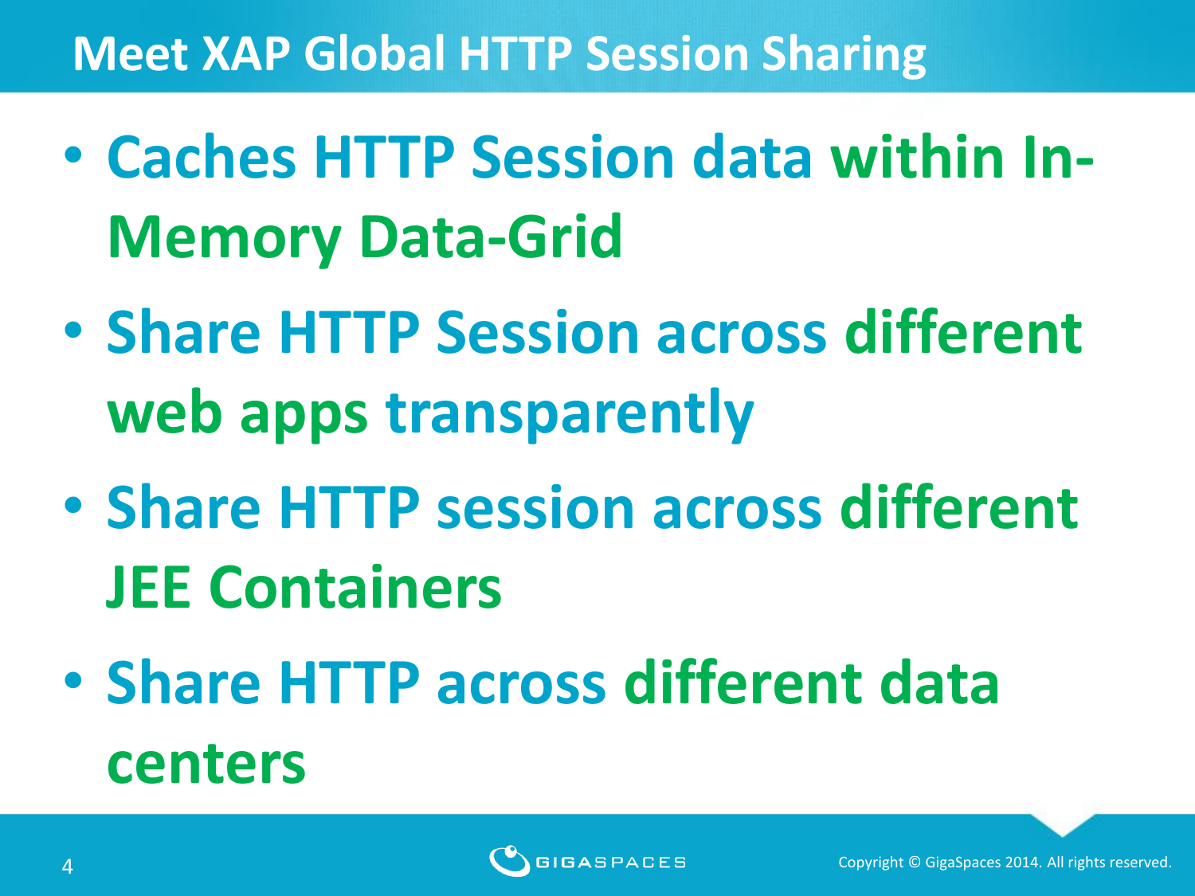# Meet XAP Global HTTP Session Sharing

- Caches HTTP Session data within In-Memory Data-Grid
- Share HTTP Session across different web apps transparently
- Share HTTP session across different JEE Containers
- Share HTTP across different data centers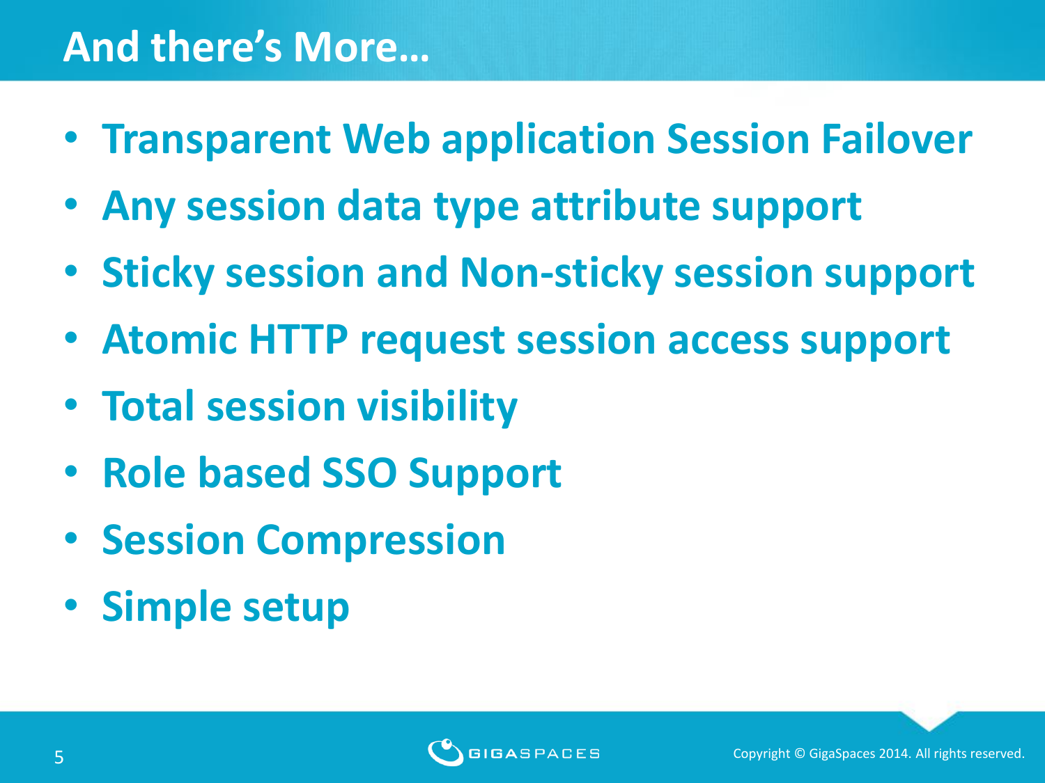# And there's More…

- Transparent Web application Session Failover
- Any session data type attribute support
- Sticky session and Non-sticky session support
- Atomic HTTP request session access support
- Total session visibility
- Role based SSO Support
- Session Compression
- Simple setup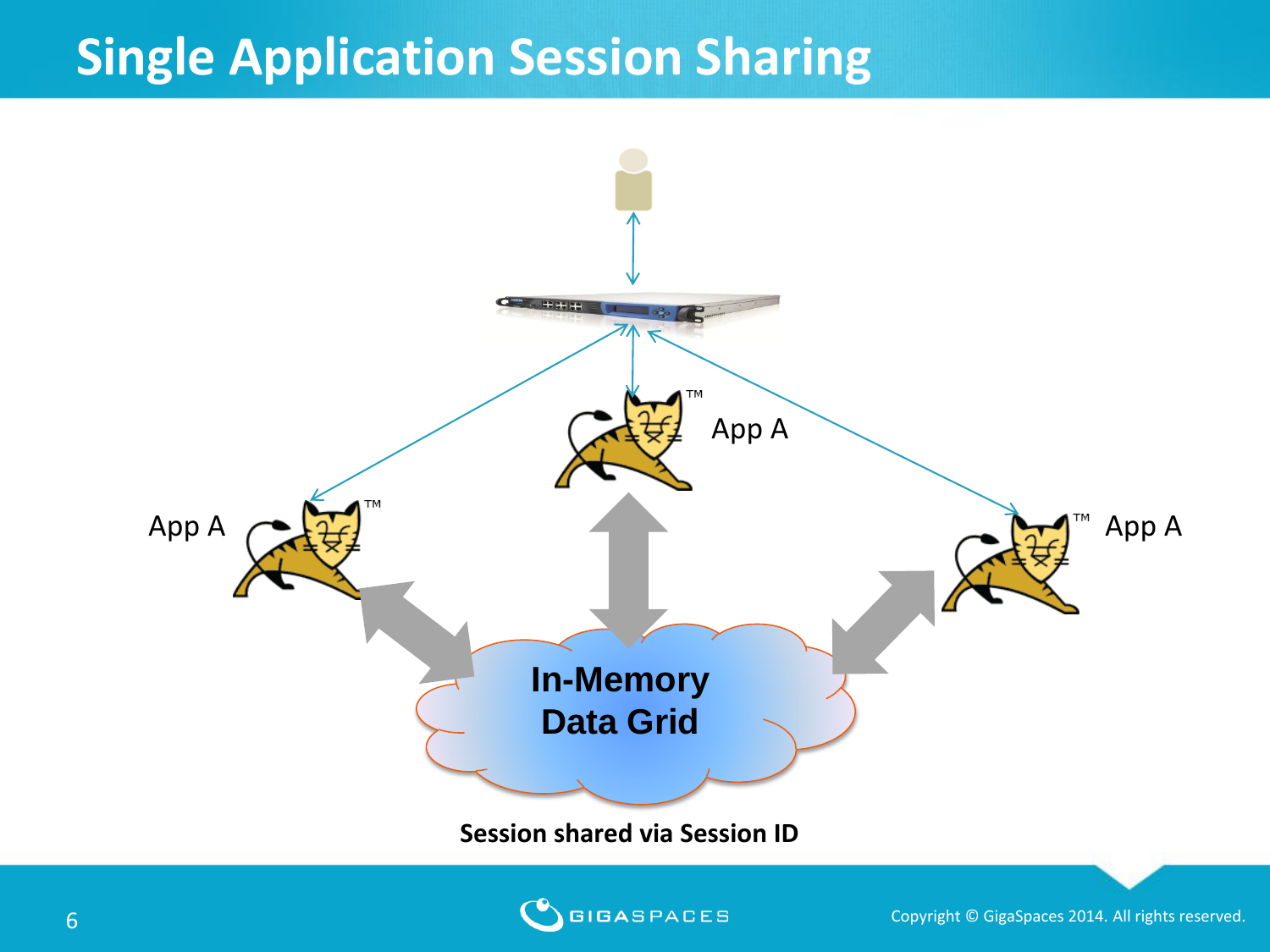# Single Application Session Sharing

App A

App A

App A

In-Memory Data Grid

**Session shared via Session ID**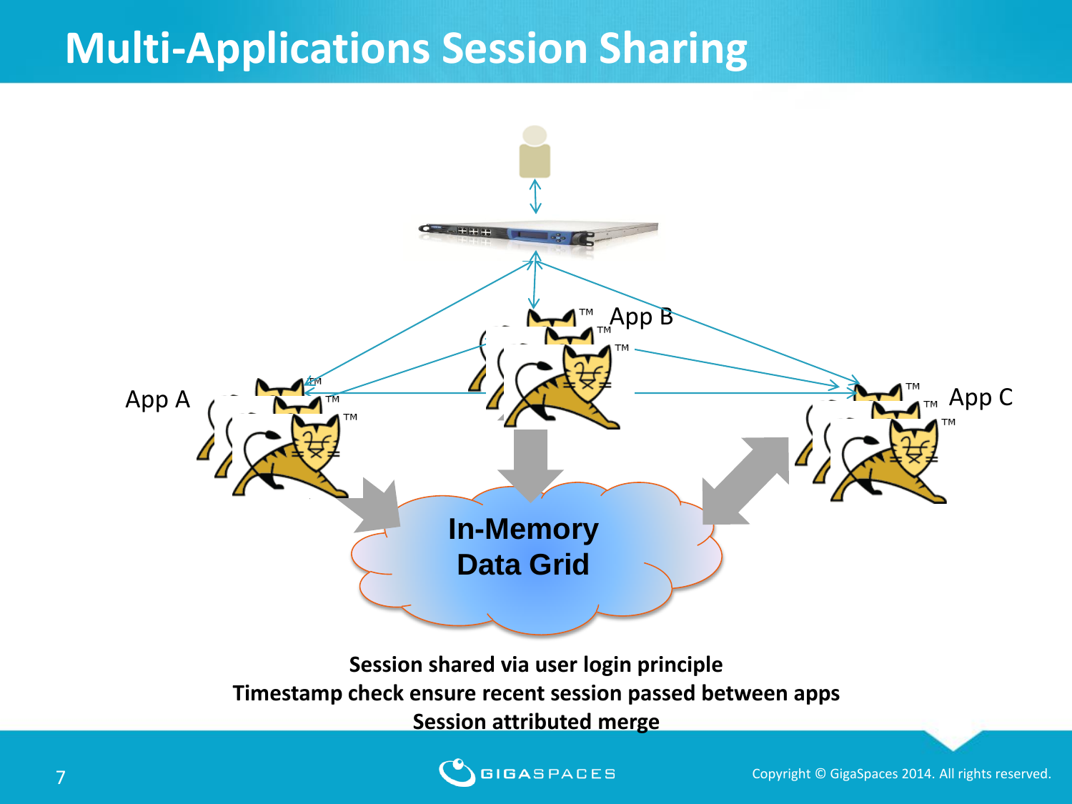# Multi-Applications Session Sharing

App A

App B

App C

In-Memory Data Grid

**Session shared via user login principle**

**Timestamp check ensure recent session passed between apps**

**Session attributed merge**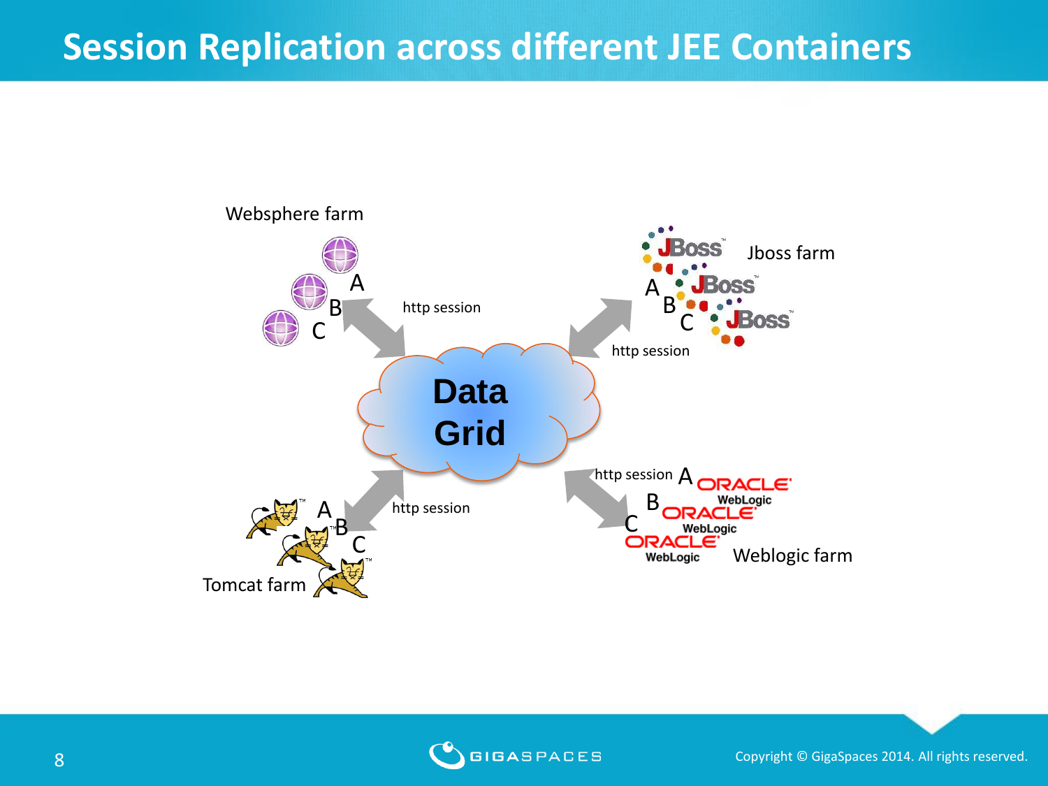# Session Replication across different JEE Containers

Websphere farm

A
B
C

http session

Jboss farm

A
B
C

http session

Data Grid

http session

A
B
C

Tomcat farm

http session A
B
C

Weblogic farm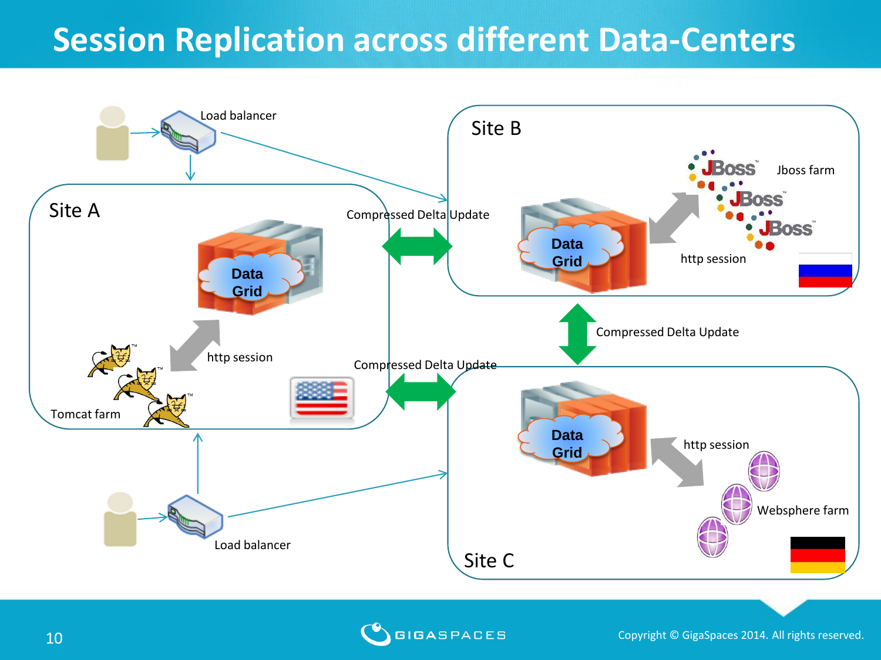# Session Replication across different Data-Centers

Load balancer

Site A

Data Grid

http session

Tomcat farm

Load balancer

Compressed Delta Update

Site B

Data Grid

Jboss farm

http session

Compressed Delta Update

Compressed Delta Update

Data Grid

http session

Websphere farm

Site C

Copyright © GigaSpaces 2014. All rights reserved.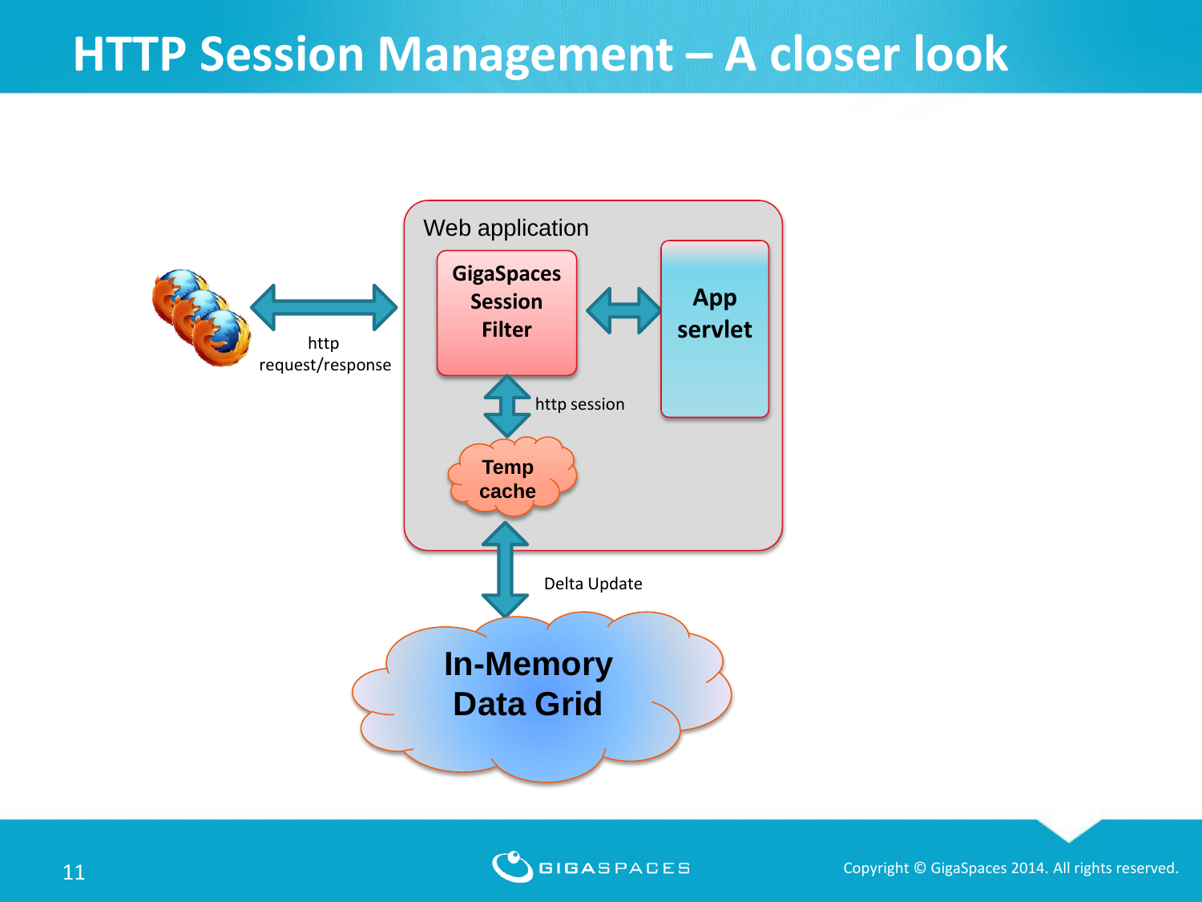# HTTP Session Management – A closer look

Web application

GigaSpaces Session Filter

App servlet

http request/response

http session

Temp cache

Delta Update

In-Memory Data Grid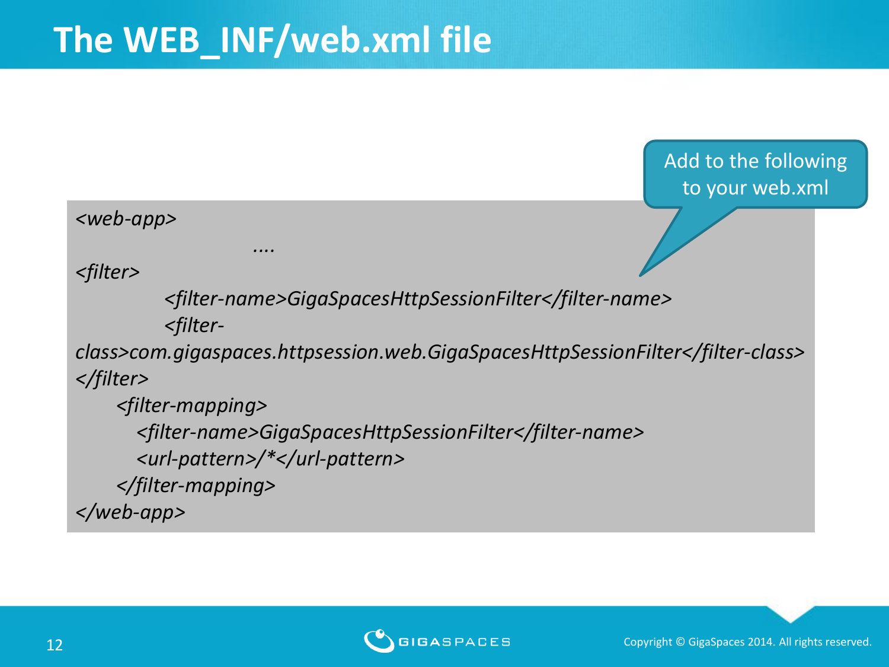# The WEB_INF/web.xml file

Add to the following to your web.xml

```
<web-app>
                    ....
<filter>
        <filter-name>GigaSpacesHttpSessionFilter</filter-name>
        <filter-class>com.gigaspaces.httpsession.web.GigaSpacesHttpSessionFilter</filter-class>
</filter>
    <filter-mapping>
      <filter-name>GigaSpacesHttpSessionFilter</filter-name>
      <url-pattern>/*</url-pattern>
    </filter-mapping>
</web-app>
```

Copyright © GigaSpaces 2014. All rights reserved.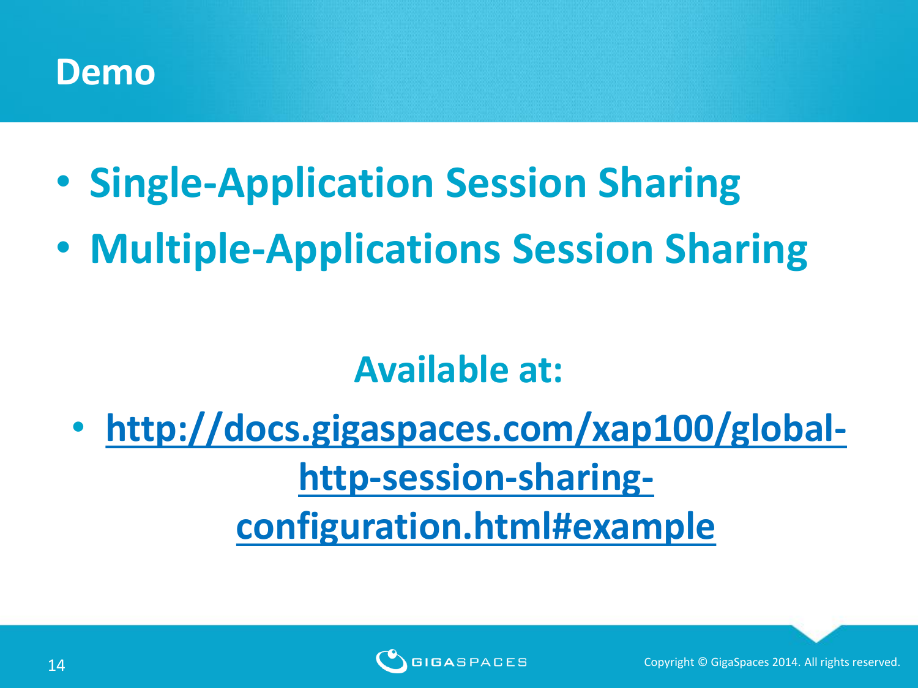# Demo

- Single-Application Session Sharing
- Multiple-Applications Session Sharing

**Available at:**

- http://docs.gigaspaces.com/xap100/global-http-session-sharing-configuration.html#example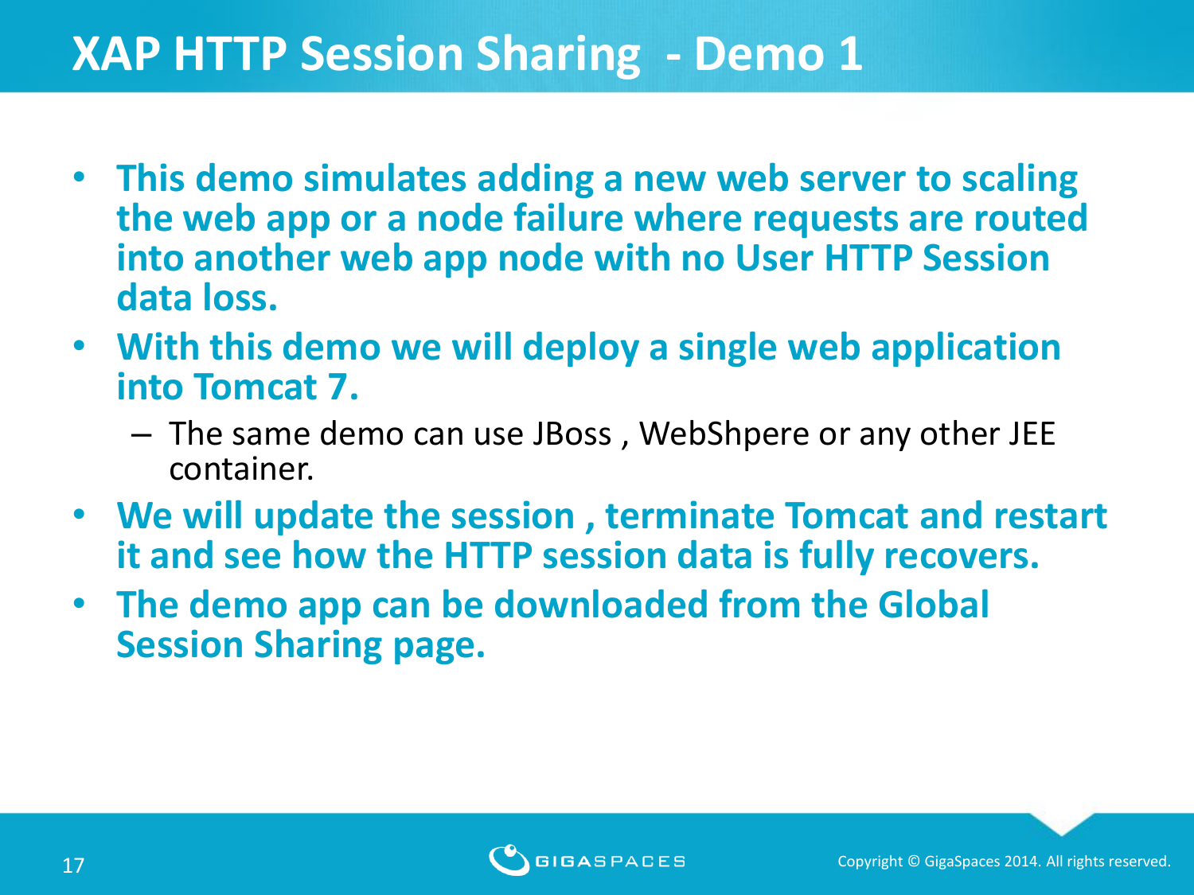# XAP HTTP Session Sharing - Demo 1

- **This demo simulates adding a new web server to scaling the web app or a node failure where requests are routed into another web app node with no User HTTP Session data loss.**
- **With this demo we will deploy a single web application into Tomcat 7.**
  - The same demo can use JBoss , WebShpere or any other JEE container.
- **We will update the session , terminate Tomcat and restart it and see how the HTTP session data is fully recovers.**
- **The demo app can be downloaded from the Global Session Sharing page.**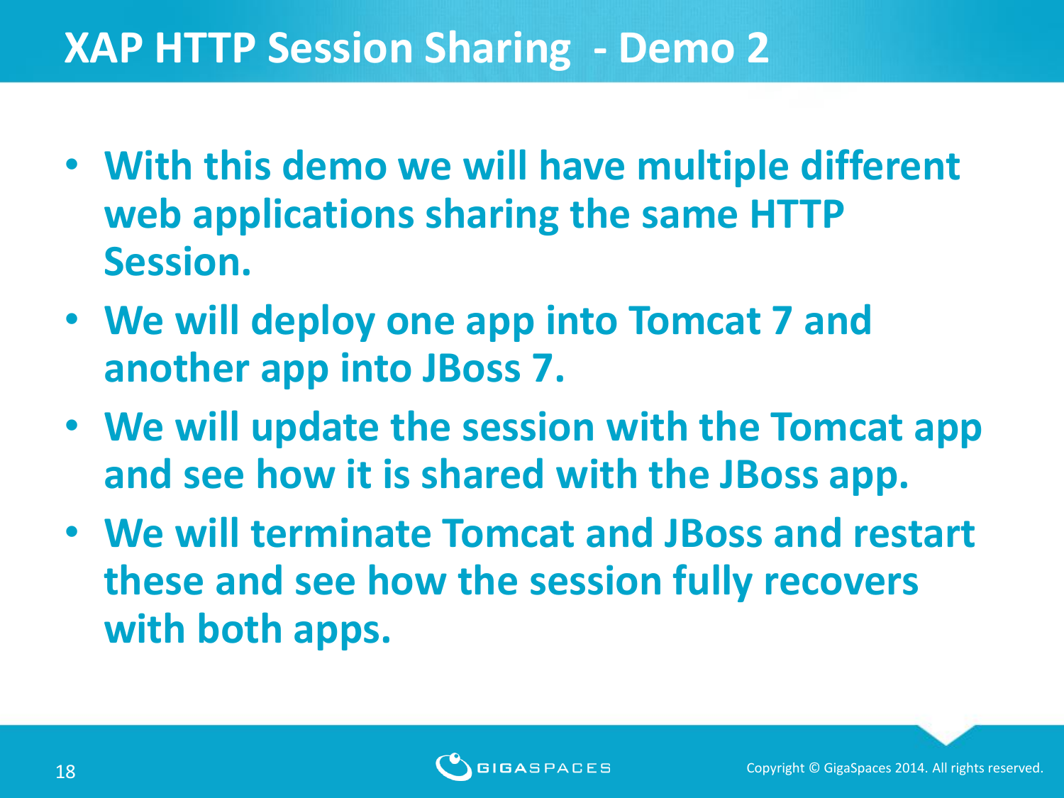# XAP HTTP Session Sharing - Demo 2

- With this demo we will have multiple different web applications sharing the same HTTP Session.
- We will deploy one app into Tomcat 7 and another app into JBoss 7.
- We will update the session with the Tomcat app and see how it is shared with the JBoss app.
- We will terminate Tomcat and JBoss and restart these and see how the session fully recovers with both apps.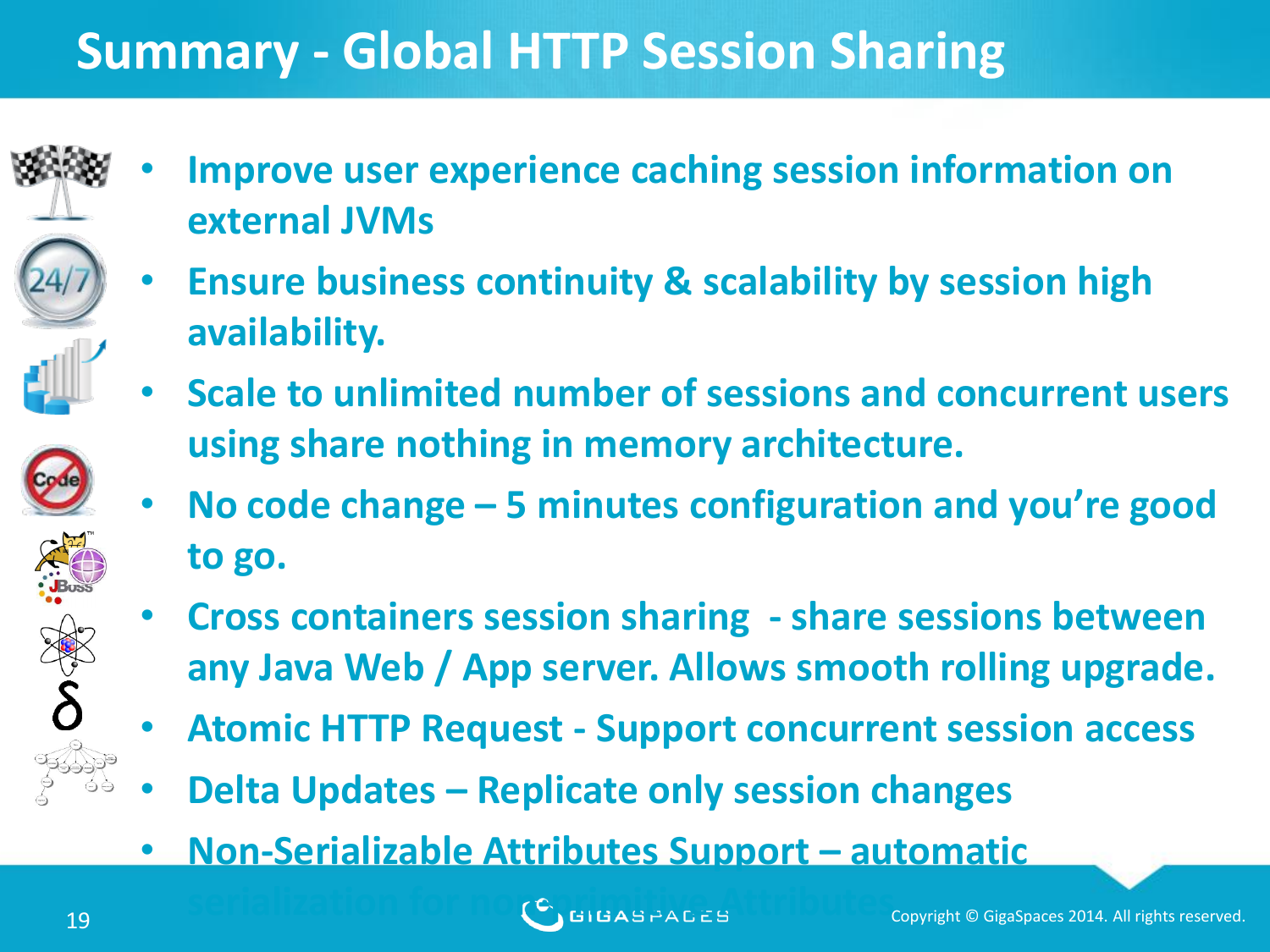# Summary - Global HTTP Session Sharing

- Improve user experience caching session information on external JVMs
- Ensure business continuity & scalability by session high availability.
- Scale to unlimited number of sessions and concurrent users using share nothing in memory architecture.
- No code change – 5 minutes configuration and you're good to go.
- Cross containers session sharing - share sessions between any Java Web / App server. Allows smooth rolling upgrade.
- Atomic HTTP Request - Support concurrent session access
- Delta Updates – Replicate only session changes
- Non-Serializable Attributes Support – automatic serialization for non-primitive Attributes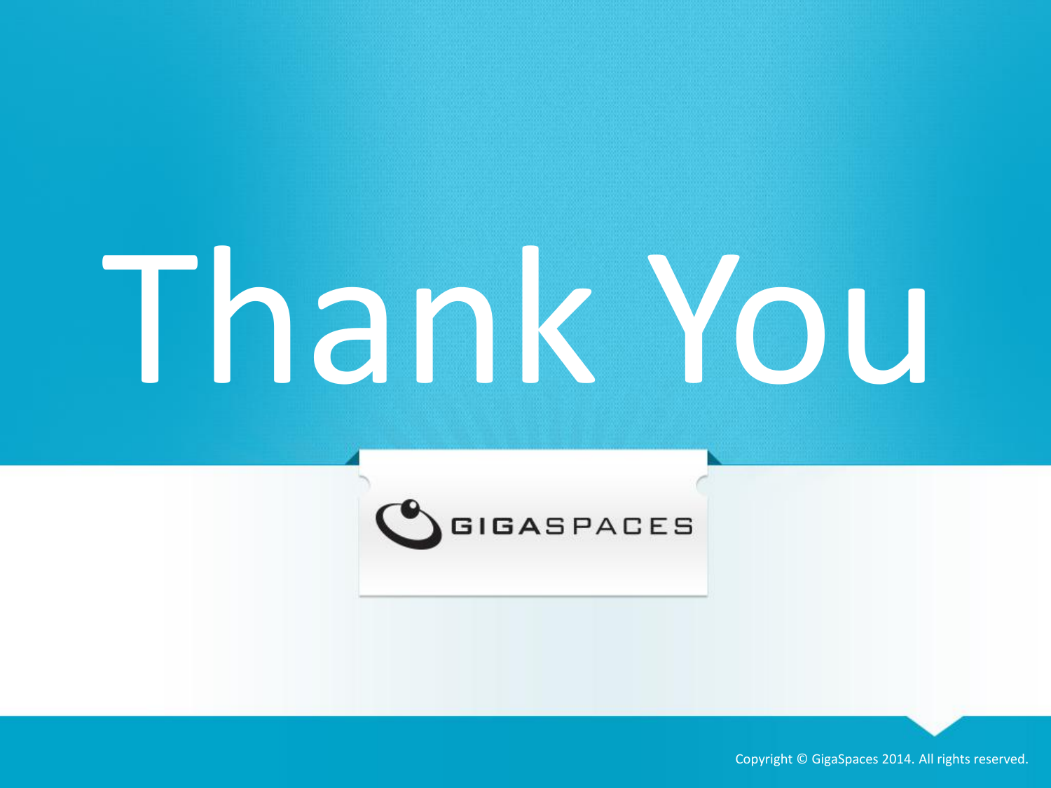# Thank You

GIGASPACES

Copyright © GigaSpaces 2014. All rights reserved.